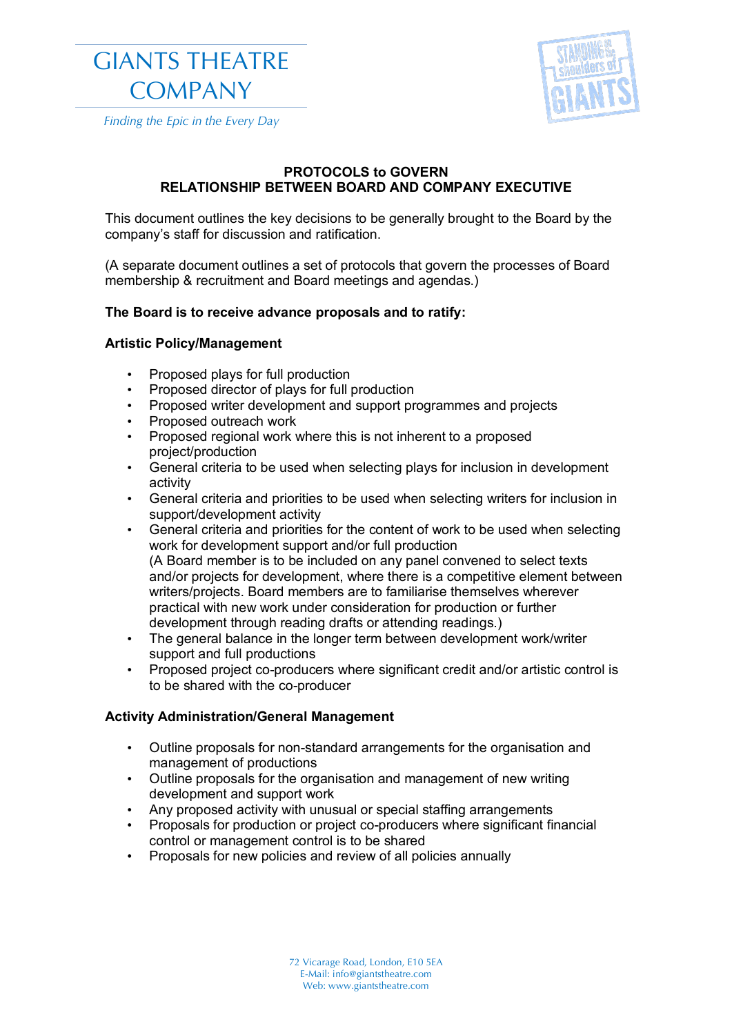# GIANTS THEATRE COMPANY

*Finding the Epic in the Every Day*

## PROTOCOLS to GOVERN
## RELATIONSHIP BETWEEN BOARD AND COMPANY EXECUTIVE

This document outlines the key decisions to be generally brought to the Board by the company's staff for discussion and ratification.

(A separate document outlines a set of protocols that govern the processes of Board membership & recruitment and Board meetings and agendas.)

**The Board is to receive advance proposals and to ratify:**

**Artistic Policy/Management**

- Proposed plays for full production
- Proposed director of plays for full production
- Proposed writer development and support programmes and projects
- Proposed outreach work
- Proposed regional work where this is not inherent to a proposed project/production
- General criteria to be used when selecting plays for inclusion in development activity
- General criteria and priorities to be used when selecting writers for inclusion in support/development activity
- General criteria and priorities for the content of work to be used when selecting work for development support and/or full production
  (A Board member is to be included on any panel convened to select texts and/or projects for development, where there is a competitive element between writers/projects. Board members are to familiarise themselves wherever practical with new work under consideration for production or further development through reading drafts or attending readings.)
- The general balance in the longer term between development work/writer support and full productions
- Proposed project co-producers where significant credit and/or artistic control is to be shared with the co-producer

**Activity Administration/General Management**

- Outline proposals for non-standard arrangements for the organisation and management of productions
- Outline proposals for the organisation and management of new writing development and support work
- Any proposed activity with unusual or special staffing arrangements
- Proposals for production or project co-producers where significant financial control or management control is to be shared
- Proposals for new policies and review of all policies annually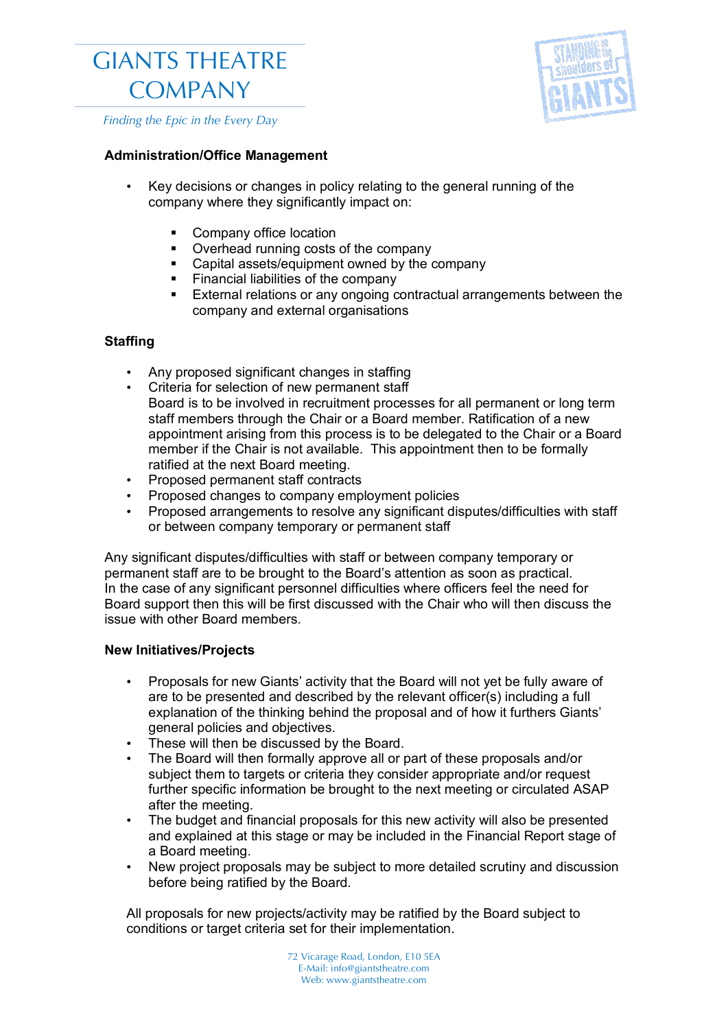## Administration/Office Management

- Key decisions or changes in policy relating to the general running of the company where they significantly impact on:
  - Company office location
  - Overhead running costs of the company
  - Capital assets/equipment owned by the company
  - Financial liabilities of the company
  - External relations or any ongoing contractual arrangements between the company and external organisations

## Staffing

- Any proposed significant changes in staffing
- Criteria for selection of new permanent staff
  Board is to be involved in recruitment processes for all permanent or long term staff members through the Chair or a Board member. Ratification of a new appointment arising from this process is to be delegated to the Chair or a Board member if the Chair is not available. This appointment then to be formally ratified at the next Board meeting.
- Proposed permanent staff contracts
- Proposed changes to company employment policies
- Proposed arrangements to resolve any significant disputes/difficulties with staff or between company temporary or permanent staff

Any significant disputes/difficulties with staff or between company temporary or permanent staff are to be brought to the Board's attention as soon as practical.
In the case of any significant personnel difficulties where officers feel the need for Board support then this will be first discussed with the Chair who will then discuss the issue with other Board members.

## New Initiatives/Projects

- Proposals for new Giants' activity that the Board will not yet be fully aware of are to be presented and described by the relevant officer(s) including a full explanation of the thinking behind the proposal and of how it furthers Giants' general policies and objectives.
- These will then be discussed by the Board.
- The Board will then formally approve all or part of these proposals and/or subject them to targets or criteria they consider appropriate and/or request further specific information be brought to the next meeting or circulated ASAP after the meeting.
- The budget and financial proposals for this new activity will also be presented and explained at this stage or may be included in the Financial Report stage of a Board meeting.
- New project proposals may be subject to more detailed scrutiny and discussion before being ratified by the Board.

All proposals for new projects/activity may be ratified by the Board subject to conditions or target criteria set for their implementation.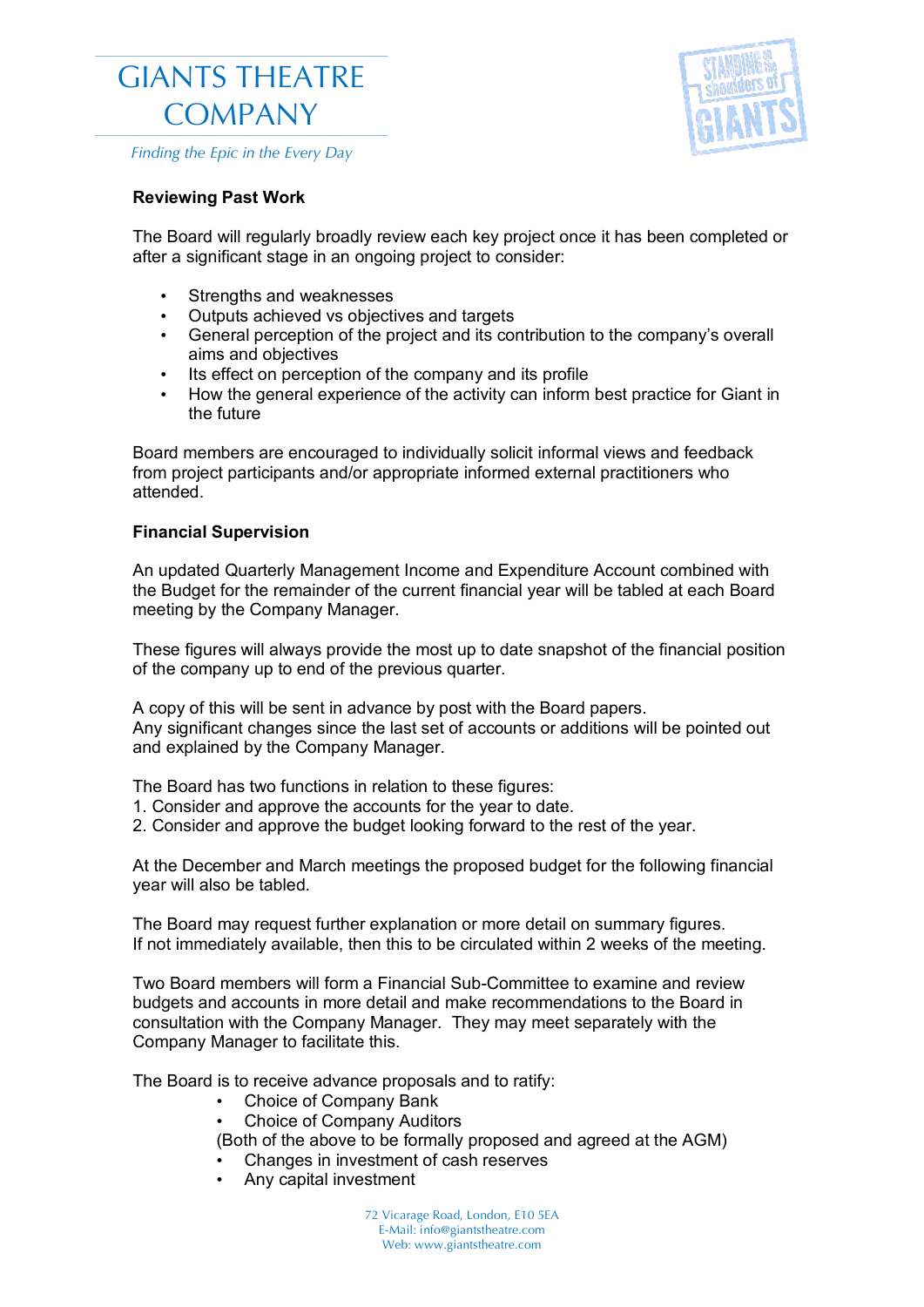## Reviewing Past Work

The Board will regularly broadly review each key project once it has been completed or after a significant stage in an ongoing project to consider:

- Strengths and weaknesses
- Outputs achieved vs objectives and targets
- General perception of the project and its contribution to the company's overall aims and objectives
- Its effect on perception of the company and its profile
- How the general experience of the activity can inform best practice for Giant in the future

Board members are encouraged to individually solicit informal views and feedback from project participants and/or appropriate informed external practitioners who attended.

## Financial Supervision

An updated Quarterly Management Income and Expenditure Account combined with the Budget for the remainder of the current financial year will be tabled at each Board meeting by the Company Manager.

These figures will always provide the most up to date snapshot of the financial position of the company up to end of the previous quarter.

A copy of this will be sent in advance by post with the Board papers.
Any significant changes since the last set of accounts or additions will be pointed out and explained by the Company Manager.

The Board has two functions in relation to these figures:
1. Consider and approve the accounts for the year to date.
2. Consider and approve the budget looking forward to the rest of the year.

At the December and March meetings the proposed budget for the following financial year will also be tabled.

The Board may request further explanation or more detail on summary figures.
If not immediately available, then this to be circulated within 2 weeks of the meeting.

Two Board members will form a Financial Sub-Committee to examine and review budgets and accounts in more detail and make recommendations to the Board in consultation with the Company Manager. They may meet separately with the Company Manager to facilitate this.

The Board is to receive advance proposals and to ratify:

- Choice of Company Bank
- Choice of Company Auditors

(Both of the above to be formally proposed and agreed at the AGM)

- Changes in investment of cash reserves
- Any capital investment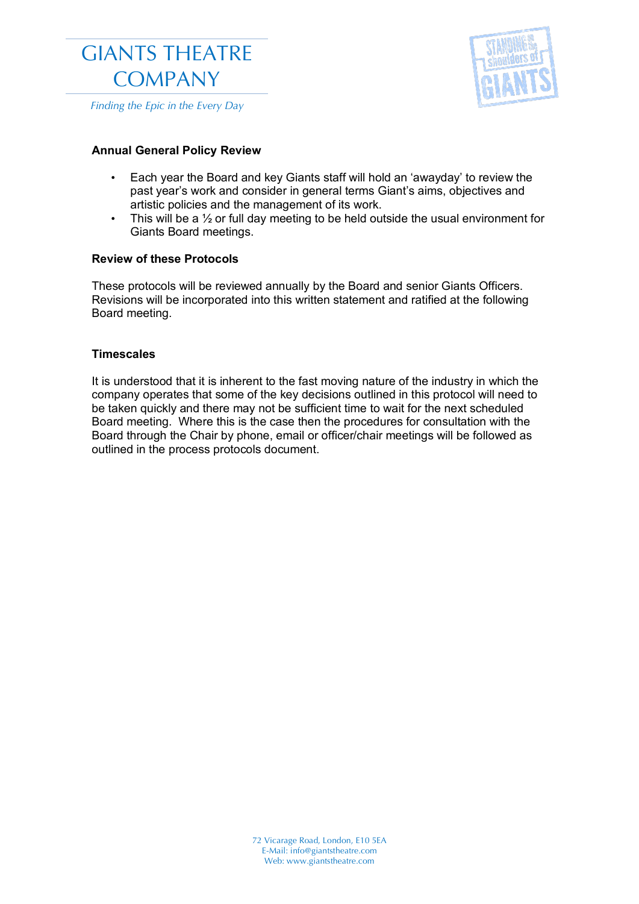### Annual General Policy Review

- Each year the Board and key Giants staff will hold an 'awayday' to review the past year's work and consider in general terms Giant's aims, objectives and artistic policies and the management of its work.
- This will be a ½ or full day meeting to be held outside the usual environment for Giants Board meetings.

### Review of these Protocols

These protocols will be reviewed annually by the Board and senior Giants Officers. Revisions will be incorporated into this written statement and ratified at the following Board meeting.

### Timescales

It is understood that it is inherent to the fast moving nature of the industry in which the company operates that some of the key decisions outlined in this protocol will need to be taken quickly and there may not be sufficient time to wait for the next scheduled Board meeting. Where this is the case then the procedures for consultation with the Board through the Chair by phone, email or officer/chair meetings will be followed as outlined in the process protocols document.